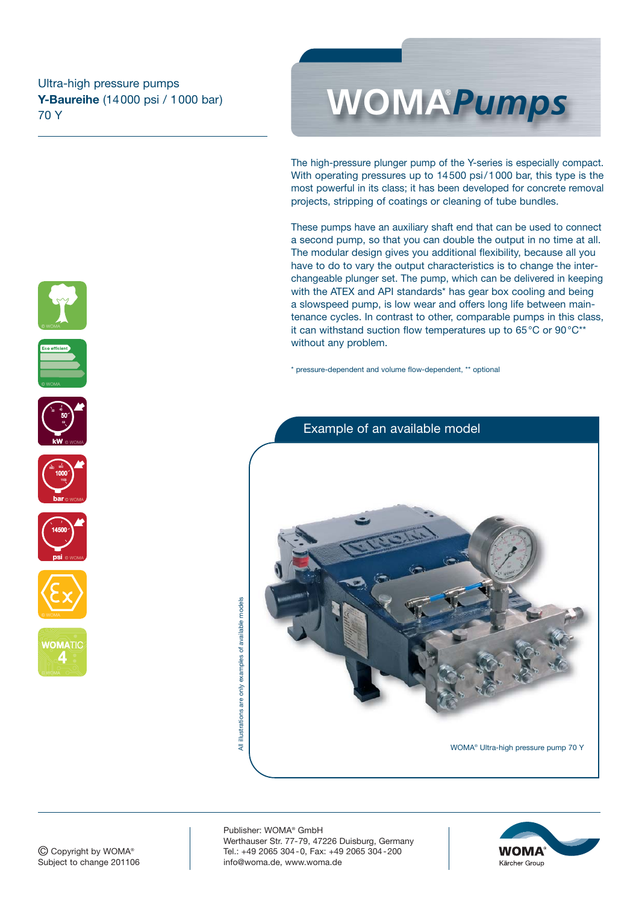Ultra-high pressure pumps
**Y-Baureihe** (14 000 psi / 1 000 bar)
70 Y

# WOMA® Pumps

The high-pressure plunger pump of the Y-series is especially compact. With operating pressures up to 14 500 psi / 1 000 bar, this type is the most powerful in its class; it has been developed for concrete removal projects, stripping of coatings or cleaning of tube bundles.

These pumps have an auxiliary shaft end that can be used to connect a second pump, so that you can double the output in no time at all. The modular design gives you additional flexibility, because all you have to do to vary the output characteristics is to change the interchangeable plunger set. The pump, which can be delivered in keeping with the ATEX and API standards* has gear box cooling and being a slowspeed pump, is low wear and offers long life between maintenance cycles. In contrast to other, comparable pumps in this class, it can withstand suction flow temperatures up to 65 °C or 90 °C** without any problem.

\* pressure-dependent and volume flow-dependent, ** optional

## Example of an available model

All illustrations are only examples of available models

WOMA® Ultra-high pressure pump 70 Y

© Copyright by WOMA®
Subject to change 201106

Publisher: WOMA® GmbH
Werthauser Str. 77-79, 47226 Duisburg, Germany
Tel.: +49 2065 304 - 0, Fax: +49 2065 304 - 200
info@woma.de, www.woma.de

WOMA® Kärcher Group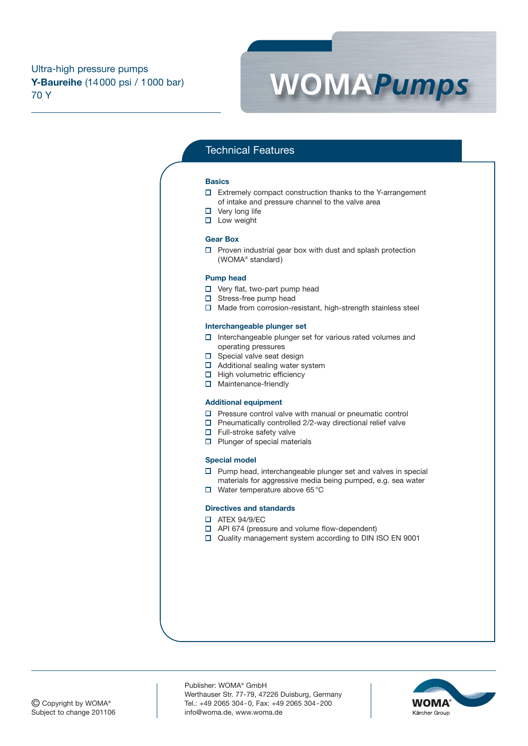Ultra-high pressure pumps
**Y-Baureihe** (14 000 psi / 1 000 bar)
70 Y

# WOMA® Pumps

## Technical Features

### Basics

- Extremely compact construction thanks to the Y-arrangement of intake and pressure channel to the valve area
- Very long life
- Low weight

### Gear Box

- Proven industrial gear box with dust and splash protection (WOMA® standard)

### Pump head

- Very flat, two-part pump head
- Stress-free pump head
- Made from corrosion-resistant, high-strength stainless steel

### Interchangeable plunger set

- Interchangeable plunger set for various rated volumes and operating pressures
- Special valve seat design
- Additional sealing water system
- High volumetric efficiency
- Maintenance-friendly

### Additional equipment

- Pressure control valve with manual or pneumatic control
- Pneumatically controlled 2/2-way directional relief valve
- Full-stroke safety valve
- Plunger of special materials

### Special model

- Pump head, interchangeable plunger set and valves in special materials for aggressive media being pumped, e.g. sea water
- Water temperature above 65 °C

### Directives and standards

- ATEX 94/9/EC
- API 674 (pressure and volume flow-dependent)
- Quality management system according to DIN ISO EN 9001

© Copyright by WOMA®
Subject to change 201106

Publisher: WOMA® GmbH
Werthauser Str. 77-79, 47226 Duisburg, Germany
Tel.: +49 2065 304 - 0, Fax: +49 2065 304 - 200
info@woma.de, www.woma.de

WOMA® Kärcher Group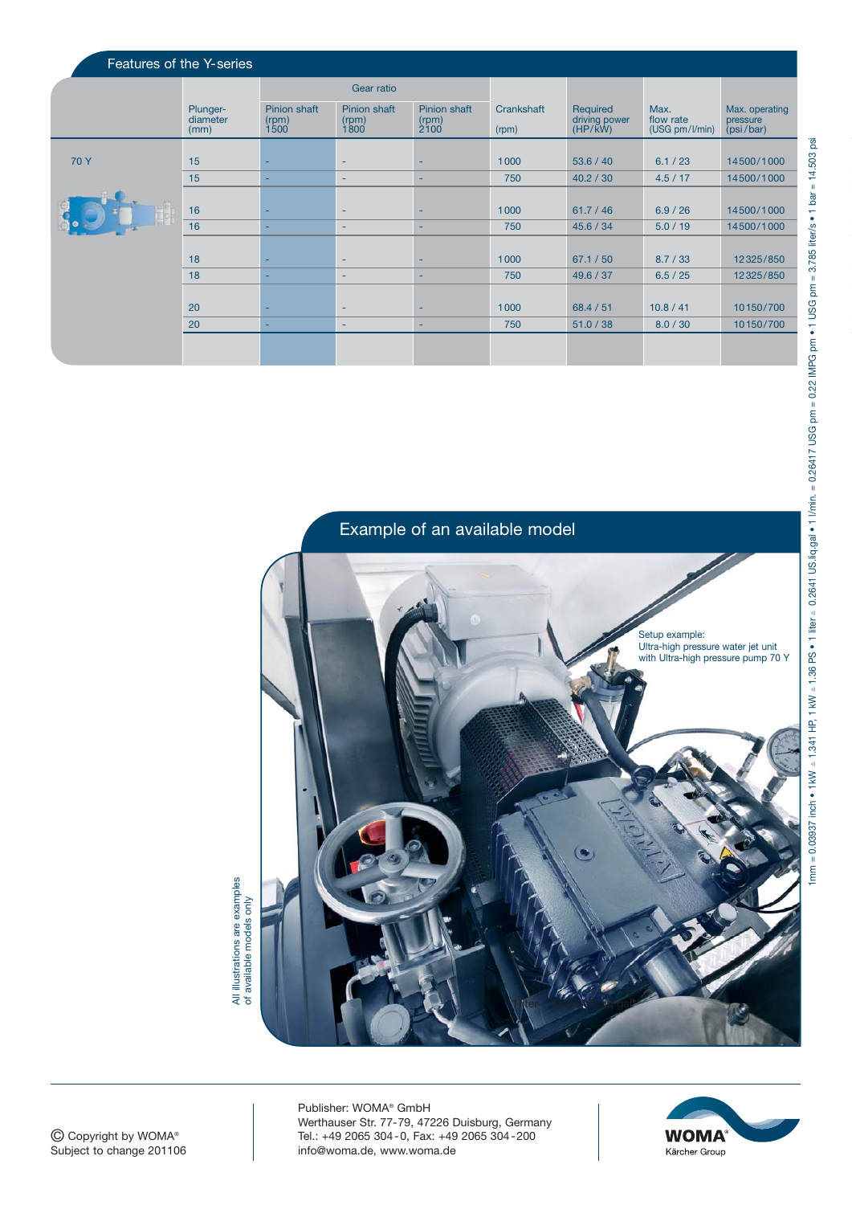## Features of the Y-series

| | Plunger-diameter (mm) | Gear ratio | | | Crankshaft (rpm) | Required driving power (HP/kW) | Max. flow rate (USG pm/l/min) | Max. operating pressure (psi/bar) |
|---|---|---|---|---|---|---|---|---|
| | | Pinion shaft (rpm) 1500 | Pinion shaft (rpm) 1800 | Pinion shaft (rpm) 2100 | | | | |
| 70 Y | 15 | - | - | - | 1000 | 53.6 / 40 | 6.1 / 23 | 14500/1000 |
| | 15 | - | - | - | 750 | 40.2 / 30 | 4.5 / 17 | 14500/1000 |
| | 16 | - | - | - | 1000 | 61.7 / 46 | 6.9 / 26 | 14500/1000 |
| | 16 | - | - | - | 750 | 45.6 / 34 | 5.0 / 19 | 14500/1000 |
| | 18 | - | - | - | 1000 | 67.1 / 50 | 8.7 / 33 | 12325/850 |
| | 18 | - | - | - | 750 | 49.6 / 37 | 6.5 / 25 | 12325/850 |
| | 20 | - | - | - | 1000 | 68.4 / 51 | 10.8 / 41 | 10150/700 |
| | 20 | - | - | - | 750 | 51.0 / 38 | 8.0 / 30 | 10150/700 |

1mm = 0.03937 inch • 1kW ≙ 1.341 HP, 1 kW ≙ 1.36 PS • 1 liter ≙ 0.2641 US.liq.gal • 1 l/min. = 0.26417 USG pm = 0.22 IMPG pm • 1 USG pm = 3.785 liter/s • 1 bar = 14.503 psi

## Example of an available model

Setup example:
Ultra-high pressure water jet unit with Ultra-high pressure pump 70 Y

All illustrations are examples of available models only

© Copyright by WOMA®
Subject to change 201106

Publisher: WOMA® GmbH
Werthauser Str. 77-79, 47226 Duisburg, Germany
Tel.: +49 2065 304-0, Fax: +49 2065 304-200
info@woma.de, www.woma.de

WOMA® Kärcher Group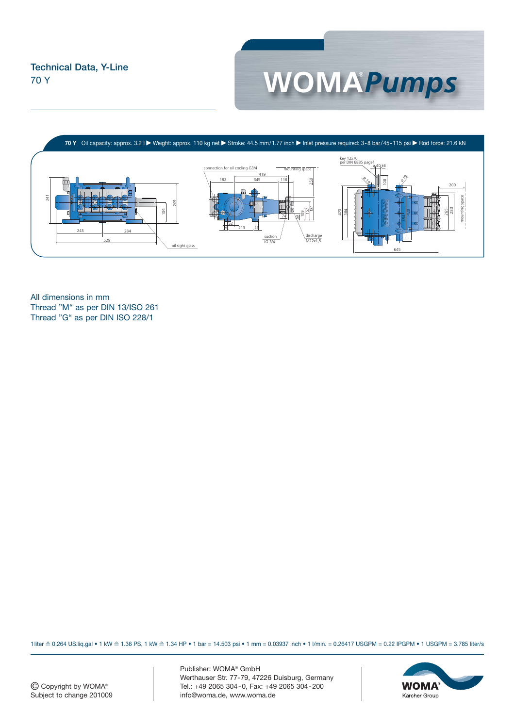# Technical Data, Y-Line

## 70 Y

WOMA® Pumps

**70 Y** Oil capacity: approx. 3.2 l ▶ Weight: approx. 110 kg net ▶ Stroke: 44.5 mm/1.77 inch ▶ Inlet pressure required: 3-8 bar/45-115 psi ▶ Rod force: 21.6 kN

241
209
109
245
284
529
oil sight glass
connection for oil cooling G3/4
mounting space
419
182
345
118
250
52
213
25
74
59
109
157
181
suction
IG 3/4
discharge
M22x1,5
key 12x70
per DIN 6885 page1
ø 40 k6
ø 19
108
ø 19
420
384
384
420
200
265
283
mounting space
645

All dimensions in mm
Thread ”M“ as per DIN 13/ISO 261
Thread ”G“ as per DIN ISO 228/1

1 liter ≙ 0.264 US.liq.gal • 1 kW ≙ 1.36 PS, 1 kW ≙ 1.34 HP • 1 bar = 14.503 psi • 1 mm = 0.03937 inch • 1 l/min. = 0.26417 USGPM = 0.22 IPGPM • 1 USGPM = 3.785 liter/s

© Copyright by WOMA®
Subject to change 201009

Publisher: WOMA® GmbH
Werthauser Str. 77-79, 47226 Duisburg, Germany
Tel.: +49 2065 304-0, Fax: +49 2065 304-200
info@woma.de, www.woma.de

WOMA®
Kärcher Group